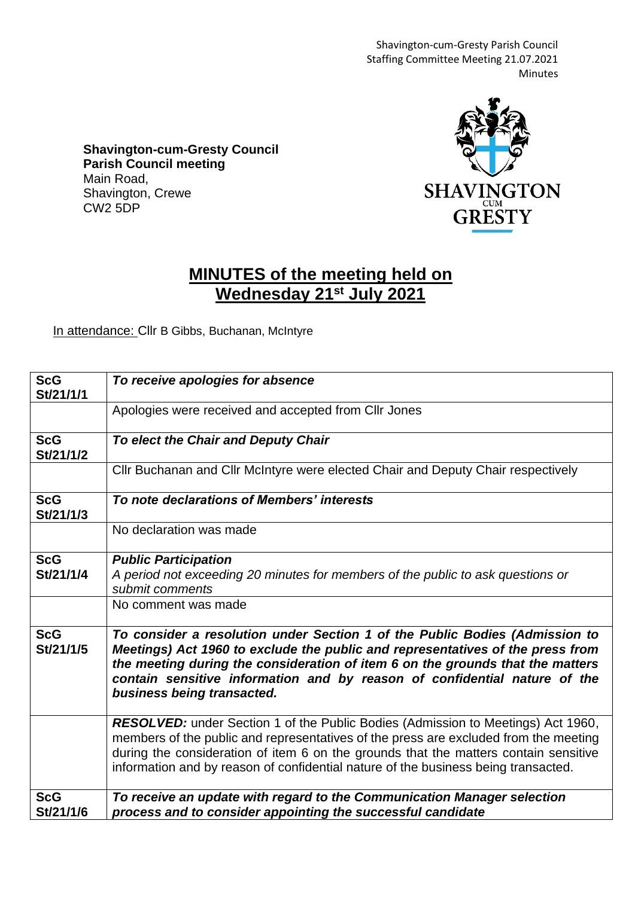**Shavington-cum-Gresty Council**
**Parish Council meeting**
Main Road,
Shavington, Crewe
CW2 5DP

# MINUTES of the meeting held on Wednesday 21st July 2021

In attendance: Cllr B Gibbs, Buchanan, McIntyre

| | |
|---|---|
| **ScG St/21/1/1** | ***To receive apologies for absence*** |
| | Apologies were received and accepted from Cllr Jones |
| **ScG St/21/1/2** | ***To elect the Chair and Deputy Chair*** |
| | Cllr Buchanan and Cllr McIntyre were elected Chair and Deputy Chair respectively |
| **ScG St/21/1/3** | ***To note declarations of Members' interests*** |
| | No declaration was made |
| **ScG St/21/1/4** | ***Public Participation*** *A period not exceeding 20 minutes for members of the public to ask questions or submit comments* |
| | No comment was made |
| **ScG St/21/1/5** | ***To consider a resolution under Section 1 of the Public Bodies (Admission to Meetings) Act 1960 to exclude the public and representatives of the press from the meeting during the consideration of item 6 on the grounds that the matters contain sensitive information and by reason of confidential nature of the business being transacted.*** |
| | ***RESOLVED:*** under Section 1 of the Public Bodies (Admission to Meetings) Act 1960, members of the public and representatives of the press are excluded from the meeting during the consideration of item 6 on the grounds that the matters contain sensitive information and by reason of confidential nature of the business being transacted. |
| **ScG St/21/1/6** | ***To receive an update with regard to the Communication Manager selection process and to consider appointing the successful candidate*** |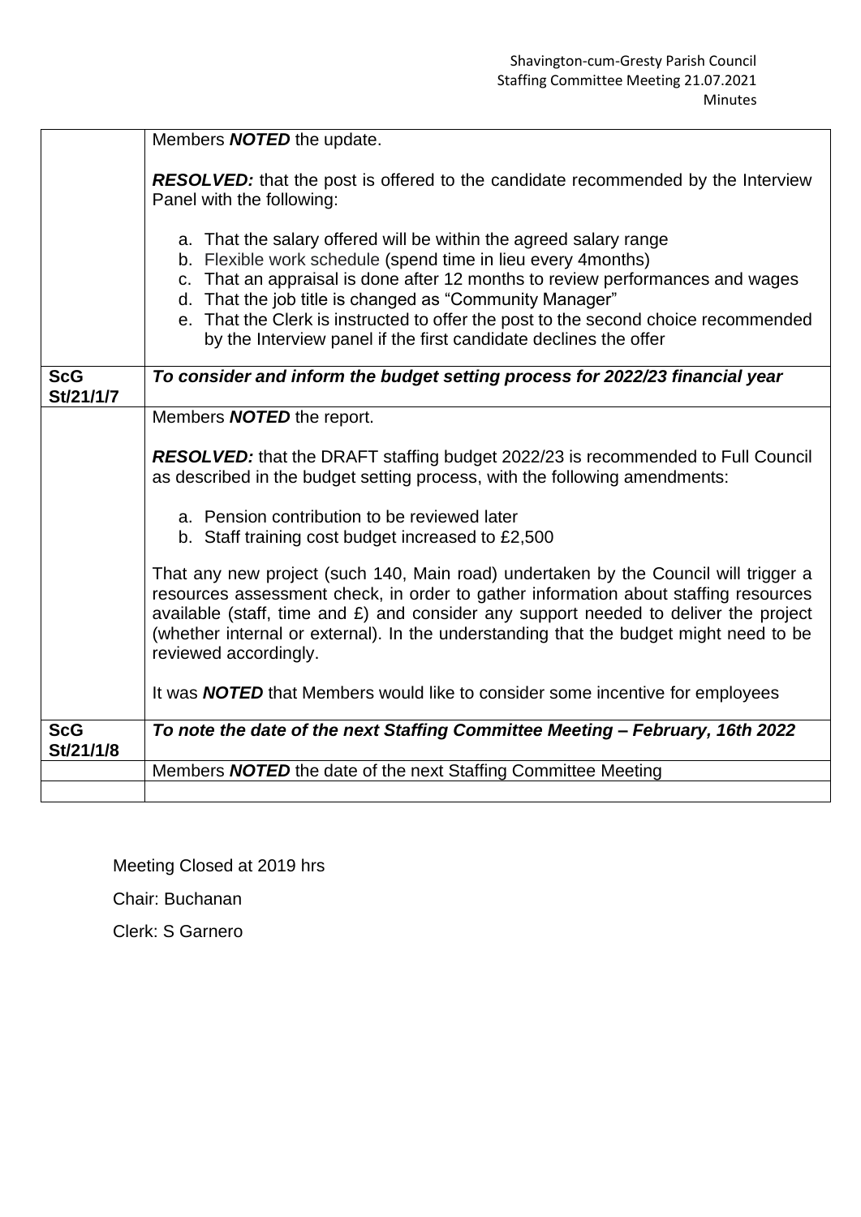| | |
|---|---|
| | Members ***NOTED*** the update.<br><br>***RESOLVED:*** that the post is offered to the candidate recommended by the Interview Panel with the following:<br><br>a. That the salary offered will be within the agreed salary range<br>b. Flexible work schedule (spend time in lieu every 4months)<br>c. That an appraisal is done after 12 months to review performances and wages<br>d. That the job title is changed as "Community Manager"<br>e. That the Clerk is instructed to offer the post to the second choice recommended by the Interview panel if the first candidate declines the offer |
| **ScG St/21/1/7** | ***To consider and inform the budget setting process for 2022/23 financial year*** |
| | Members ***NOTED*** the report.<br><br>***RESOLVED:*** that the DRAFT staffing budget 2022/23 is recommended to Full Council as described in the budget setting process, with the following amendments:<br><br>a. Pension contribution to be reviewed later<br>b. Staff training cost budget increased to £2,500<br><br>That any new project (such 140, Main road) undertaken by the Council will trigger a resources assessment check, in order to gather information about staffing resources available (staff, time and £) and consider any support needed to deliver the project (whether internal or external). In the understanding that the budget might need to be reviewed accordingly.<br><br>It was ***NOTED*** that Members would like to consider some incentive for employees |
| **ScG St/21/1/8** | ***To note the date of the next Staffing Committee Meeting – February, 16th 2022*** |
| | Members ***NOTED*** the date of the next Staffing Committee Meeting |
| | |

Meeting Closed at 2019 hrs

Chair: Buchanan

Clerk: S Garnero